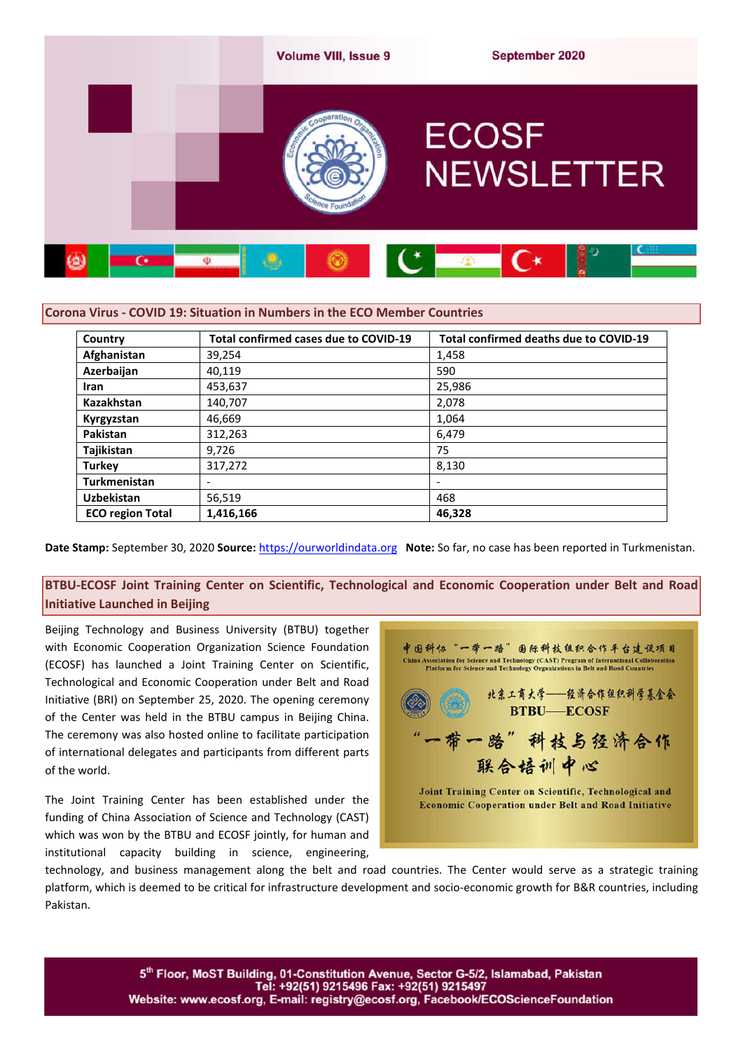# ECOSF NEWSLETTER

Volume VIII, Issue 9 — September 2020

## Corona Virus - COVID 19: Situation in Numbers in the ECO Member Countries

| Country | Total confirmed cases due to COVID-19 | Total confirmed deaths due to COVID-19 |
|---|---|---|
| **Afghanistan** | 39,254 | 1,458 |
| **Azerbaijan** | 40,119 | 590 |
| **Iran** | 453,637 | 25,986 |
| **Kazakhstan** | 140,707 | 2,078 |
| **Kyrgyzstan** | 46,669 | 1,064 |
| **Pakistan** | 312,263 | 6,479 |
| **Tajikistan** | 9,726 | 75 |
| **Turkey** | 317,272 | 8,130 |
| **Turkmenistan** | - | - |
| **Uzbekistan** | 56,519 | 468 |
| **ECO region Total** | **1,416,166** | **46,328** |

**Date Stamp:** September 30, 2020 **Source:** https://ourworldindata.org **Note:** So far, no case has been reported in Turkmenistan.

## BTBU-ECOSF Joint Training Center on Scientific, Technological and Economic Cooperation under Belt and Road Initiative Launched in Beijing

Beijing Technology and Business University (BTBU) together with Economic Cooperation Organization Science Foundation (ECOSF) has launched a Joint Training Center on Scientific, Technological and Economic Cooperation under Belt and Road Initiative (BRI) on September 25, 2020. The opening ceremony of the Center was held in the BTBU campus in Beijing China. The ceremony was also hosted online to facilitate participation of international delegates and participants from different parts of the world.

The Joint Training Center has been established under the funding of China Association of Science and Technology (CAST) which was won by the BTBU and ECOSF jointly, for human and institutional capacity building in science, engineering, technology, and business management along the belt and road countries. The Center would serve as a strategic training platform, which is deemed to be critical for infrastructure development and socio-economic growth for B&R countries, including Pakistan.

5th Floor, MoST Building, 01-Constitution Avenue, Sector G-5/2, Islamabad, Pakistan
Tel: +92(51) 9215496 Fax: +92(51) 9215497
Website: www.ecosf.org, E-mail: registry@ecosf.org, Facebook/ECOScienceFoundation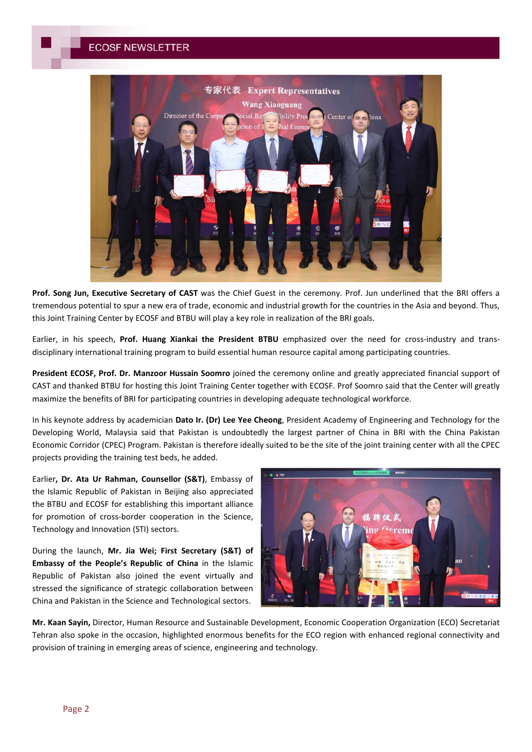**Prof. Song Jun, Executive Secretary of CAST** was the Chief Guest in the ceremony. Prof. Jun underlined that the BRI offers a tremendous potential to spur a new era of trade, economic and industrial growth for the countries in the Asia and beyond. Thus, this Joint Training Center by ECOSF and BTBU will play a key role in realization of the BRI goals.

Earlier, in his speech, **Prof. Huang Xiankai the President BTBU** emphasized over the need for cross-industry and trans-disciplinary international training program to build essential human resource capital among participating countries.

**President ECOSF, Prof. Dr. Manzoor Hussain Soomro** joined the ceremony online and greatly appreciated financial support of CAST and thanked BTBU for hosting this Joint Training Center together with ECOSF. Prof Soomro said that the Center will greatly maximize the benefits of BRI for participating countries in developing adequate technological workforce.

In his keynote address by academician **Dato Ir. (Dr) Lee Yee Cheong**, President Academy of Engineering and Technology for the Developing World, Malaysia said that Pakistan is undoubtedly the largest partner of China in BRI with the China Pakistan Economic Corridor (CPEC) Program. Pakistan is therefore ideally suited to be the site of the joint training center with all the CPEC projects providing the training test beds, he added.

Earlier**, Dr. Ata Ur Rahman, Counsellor (S&T)**, Embassy of the Islamic Republic of Pakistan in Beijing also appreciated the BTBU and ECOSF for establishing this important alliance for promotion of cross-border cooperation in the Science, Technology and Innovation (STI) sectors.

During the launch, **Mr. Jia Wei; First Secretary (S&T) of Embassy of the People's Republic of China** in the Islamic Republic of Pakistan also joined the event virtually and stressed the significance of strategic collaboration between China and Pakistan in the Science and Technological sectors.

**Mr. Kaan Sayin,** Director, Human Resource and Sustainable Development, Economic Cooperation Organization (ECO) Secretariat Tehran also spoke in the occasion, highlighted enormous benefits for the ECO region with enhanced regional connectivity and provision of training in emerging areas of science, engineering and technology.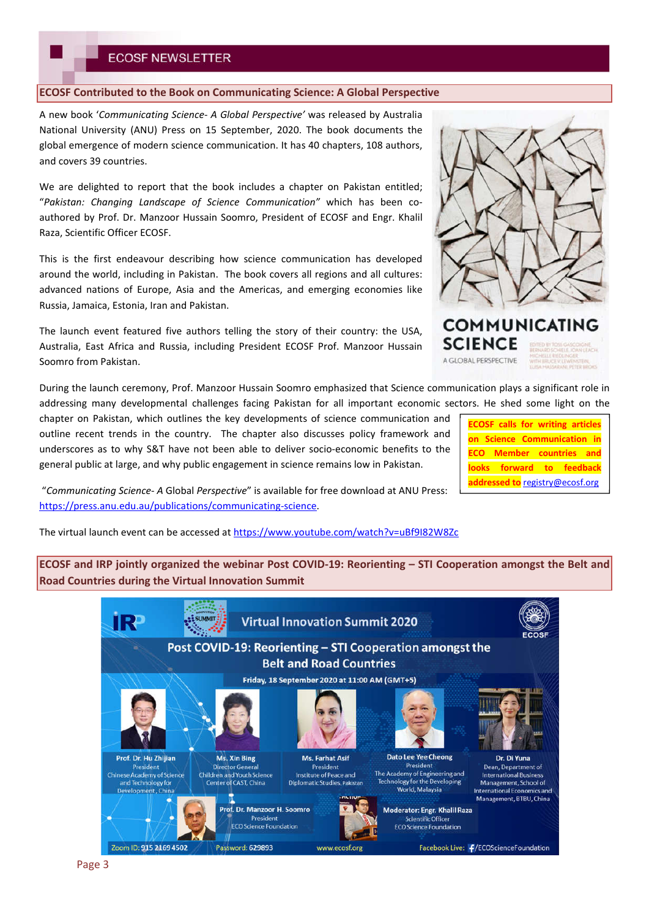## ECOSF Contributed to the Book on Communicating Science: A Global Perspective

A new book '*Communicating Science- A Global Perspective'* was released by Australia National University (ANU) Press on 15 September, 2020. The book documents the global emergence of modern science communication. It has 40 chapters, 108 authors, and covers 39 countries.

We are delighted to report that the book includes a chapter on Pakistan entitled; "*Pakistan: Changing Landscape of Science Communication"* which has been co-authored by Prof. Dr. Manzoor Hussain Soomro, President of ECOSF and Engr. Khalil Raza, Scientific Officer ECOSF.

This is the first endeavour describing how science communication has developed around the world, including in Pakistan. The book covers all regions and all cultures: advanced nations of Europe, Asia and the Americas, and emerging economies like Russia, Jamaica, Estonia, Iran and Pakistan.

The launch event featured five authors telling the story of their country: the USA, Australia, East Africa and Russia, including President ECOSF Prof. Manzoor Hussain Soomro from Pakistan.

During the launch ceremony, Prof. Manzoor Hussain Soomro emphasized that Science communication plays a significant role in addressing many developmental challenges facing Pakistan for all important economic sectors. He shed some light on the chapter on Pakistan, which outlines the key developments of science communication and outline recent trends in the country. The chapter also discusses policy framework and underscores as to why S&T have not been able to deliver socio-economic benefits to the general public at large, and why public engagement in science remains low in Pakistan.

"*Communicating Science- A* Global *Perspective*" is available for free download at ANU Press: https://press.anu.edu.au/publications/communicating-science.

The virtual launch event can be accessed at https://www.youtube.com/watch?v=uBf9I82W8Zc

**ECOSF calls for writing articles on Science Communication in ECO Member countries and looks forward to feedback addressed to** registry@ecosf.org

## ECOSF and IRP jointly organized the webinar Post COVID-19: Reorienting – STI Cooperation amongst the Belt and Road Countries during the Virtual Innovation Summit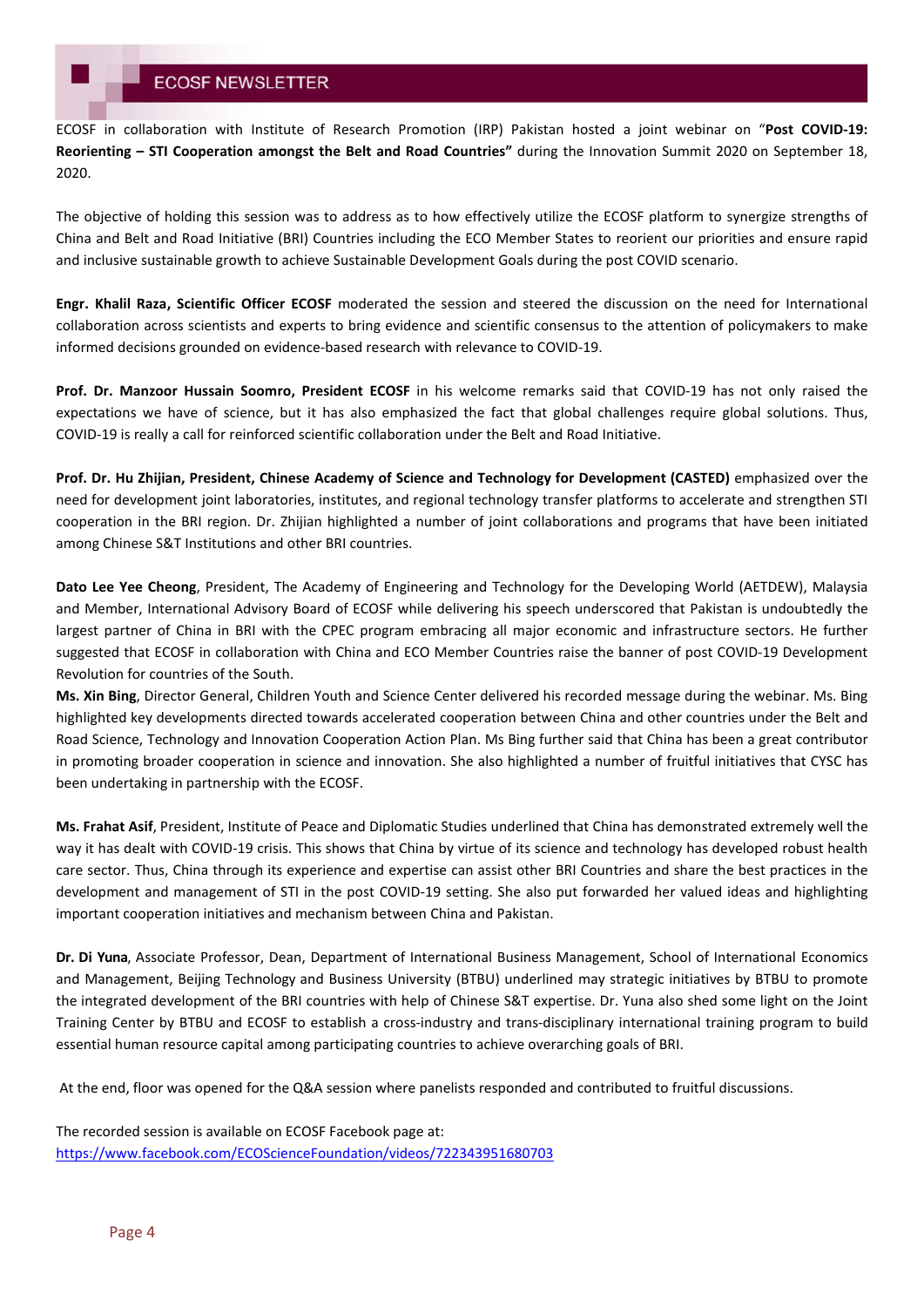ECOSF in collaboration with Institute of Research Promotion (IRP) Pakistan hosted a joint webinar on "**Post COVID-19: Reorienting – STI Cooperation amongst the Belt and Road Countries"** during the Innovation Summit 2020 on September 18, 2020.

The objective of holding this session was to address as to how effectively utilize the ECOSF platform to synergize strengths of China and Belt and Road Initiative (BRI) Countries including the ECO Member States to reorient our priorities and ensure rapid and inclusive sustainable growth to achieve Sustainable Development Goals during the post COVID scenario.

**Engr. Khalil Raza, Scientific Officer ECOSF** moderated the session and steered the discussion on the need for International collaboration across scientists and experts to bring evidence and scientific consensus to the attention of policymakers to make informed decisions grounded on evidence-based research with relevance to COVID-19.

**Prof. Dr. Manzoor Hussain Soomro, President ECOSF** in his welcome remarks said that COVID-19 has not only raised the expectations we have of science, but it has also emphasized the fact that global challenges require global solutions. Thus, COVID-19 is really a call for reinforced scientific collaboration under the Belt and Road Initiative.

**Prof. Dr. Hu Zhijian, President, Chinese Academy of Science and Technology for Development (CASTED)** emphasized over the need for development joint laboratories, institutes, and regional technology transfer platforms to accelerate and strengthen STI cooperation in the BRI region. Dr. Zhijian highlighted a number of joint collaborations and programs that have been initiated among Chinese S&T Institutions and other BRI countries.

**Dato Lee Yee Cheong**, President, The Academy of Engineering and Technology for the Developing World (AETDEW), Malaysia and Member, International Advisory Board of ECOSF while delivering his speech underscored that Pakistan is undoubtedly the largest partner of China in BRI with the CPEC program embracing all major economic and infrastructure sectors. He further suggested that ECOSF in collaboration with China and ECO Member Countries raise the banner of post COVID-19 Development Revolution for countries of the South.

**Ms. Xin Bing**, Director General, Children Youth and Science Center delivered his recorded message during the webinar. Ms. Bing highlighted key developments directed towards accelerated cooperation between China and other countries under the Belt and Road Science, Technology and Innovation Cooperation Action Plan. Ms Bing further said that China has been a great contributor in promoting broader cooperation in science and innovation. She also highlighted a number of fruitful initiatives that CYSC has been undertaking in partnership with the ECOSF.

**Ms. Frahat Asif**, President, Institute of Peace and Diplomatic Studies underlined that China has demonstrated extremely well the way it has dealt with COVID-19 crisis. This shows that China by virtue of its science and technology has developed robust health care sector. Thus, China through its experience and expertise can assist other BRI Countries and share the best practices in the development and management of STI in the post COVID-19 setting. She also put forwarded her valued ideas and highlighting important cooperation initiatives and mechanism between China and Pakistan.

**Dr. Di Yuna**, Associate Professor, Dean, Department of International Business Management, School of International Economics and Management, Beijing Technology and Business University (BTBU) underlined may strategic initiatives by BTBU to promote the integrated development of the BRI countries with help of Chinese S&T expertise. Dr. Yuna also shed some light on the Joint Training Center by BTBU and ECOSF to establish a cross-industry and trans-disciplinary international training program to build essential human resource capital among participating countries to achieve overarching goals of BRI.

At the end, floor was opened for the Q&A session where panelists responded and contributed to fruitful discussions.

The recorded session is available on ECOSF Facebook page at:
https://www.facebook.com/ECOScienceFoundation/videos/722343951680703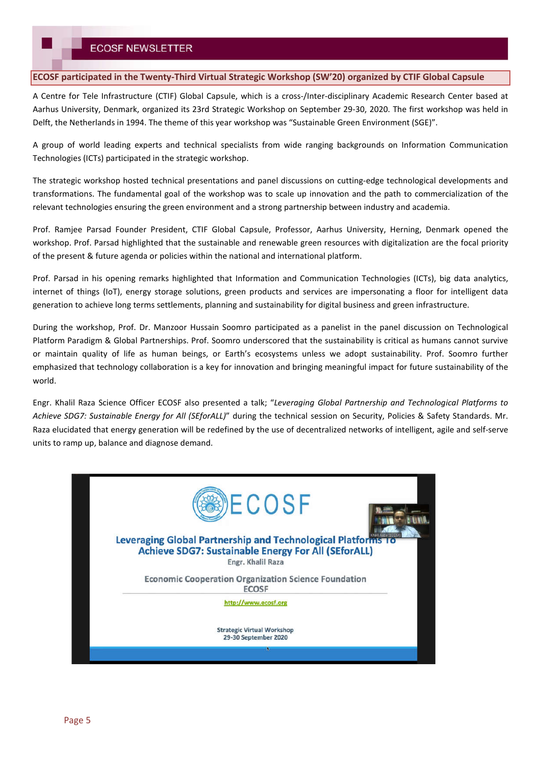## ECOSF participated in the Twenty-Third Virtual Strategic Workshop (SW'20) organized by CTIF Global Capsule

A Centre for Tele Infrastructure (CTIF) Global Capsule, which is a cross-/Inter-disciplinary Academic Research Center based at Aarhus University, Denmark, organized its 23rd Strategic Workshop on September 29-30, 2020. The first workshop was held in Delft, the Netherlands in 1994. The theme of this year workshop was "Sustainable Green Environment (SGE)".

A group of world leading experts and technical specialists from wide ranging backgrounds on Information Communication Technologies (ICTs) participated in the strategic workshop.

The strategic workshop hosted technical presentations and panel discussions on cutting-edge technological developments and transformations. The fundamental goal of the workshop was to scale up innovation and the path to commercialization of the relevant technologies ensuring the green environment and a strong partnership between industry and academia.

Prof. Ramjee Parsad Founder President, CTIF Global Capsule, Professor, Aarhus University, Herning, Denmark opened the workshop. Prof. Parsad highlighted that the sustainable and renewable green resources with digitalization are the focal priority of the present & future agenda or policies within the national and international platform.

Prof. Parsad in his opening remarks highlighted that Information and Communication Technologies (ICTs), big data analytics, internet of things (IoT), energy storage solutions, green products and services are impersonating a floor for intelligent data generation to achieve long terms settlements, planning and sustainability for digital business and green infrastructure.

During the workshop, Prof. Dr. Manzoor Hussain Soomro participated as a panelist in the panel discussion on Technological Platform Paradigm & Global Partnerships. Prof. Soomro underscored that the sustainability is critical as humans cannot survive or maintain quality of life as human beings, or Earth's ecosystems unless we adopt sustainability. Prof. Soomro further emphasized that technology collaboration is a key for innovation and bringing meaningful impact for future sustainability of the world.

Engr. Khalil Raza Science Officer ECOSF also presented a talk; "*Leveraging Global Partnership and Technological Platforms to Achieve SDG7: Sustainable Energy for All (SEforALL)*" during the technical session on Security, Policies & Safety Standards. Mr. Raza elucidated that energy generation will be redefined by the use of decentralized networks of intelligent, agile and self-serve units to ramp up, balance and diagnose demand.

ECOSF

Leveraging Global Partnership and Technological Platforms To Achieve SDG7: Sustainable Energy For All (SEforALL)

Engr. Khalil Raza

Economic Cooperation Organization Science Foundation
ECOSF

http://www.ecosf.org

Strategic Virtual Workshop
29-30 September 2020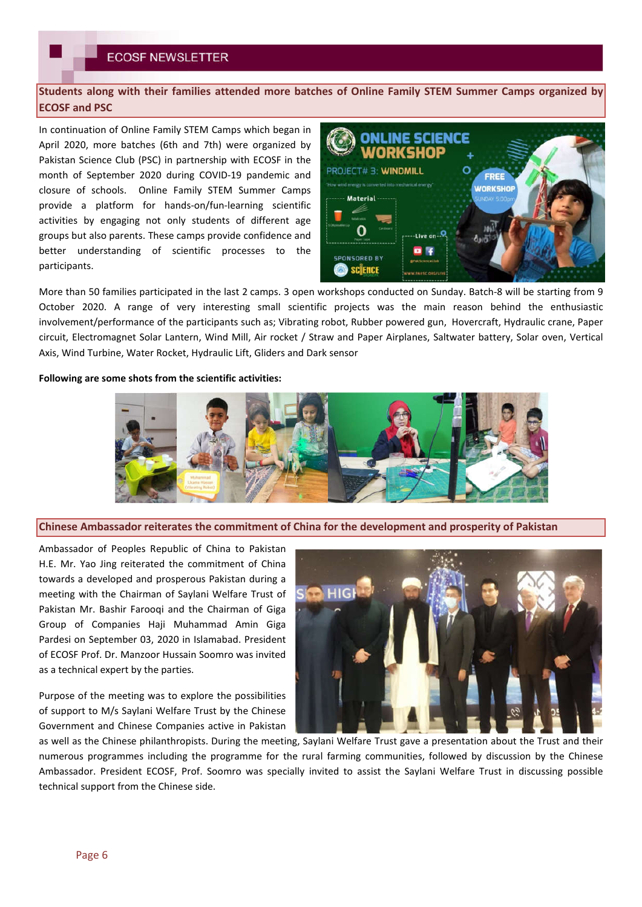## Students along with their families attended more batches of Online Family STEM Summer Camps organized by ECOSF and PSC

In continuation of Online Family STEM Camps which began in April 2020, more batches (6th and 7th) were organized by Pakistan Science Club (PSC) in partnership with ECOSF in the month of September 2020 during COVID-19 pandemic and closure of schools. Online Family STEM Summer Camps provide a platform for hands-on/fun-learning scientific activities by engaging not only students of different age groups but also parents. These camps provide confidence and better understanding of scientific processes to the participants.

More than 50 families participated in the last 2 camps. 3 open workshops conducted on Sunday. Batch-8 will be starting from 9 October 2020. A range of very interesting small scientific projects was the main reason behind the enthusiastic involvement/performance of the participants such as; Vibrating robot, Rubber powered gun, Hovercraft, Hydraulic crane, Paper circuit, Electromagnet Solar Lantern, Wind Mill, Air rocket / Straw and Paper Airplanes, Saltwater battery, Solar oven, Vertical Axis, Wind Turbine, Water Rocket, Hydraulic Lift, Gliders and Dark sensor

**Following are some shots from the scientific activities:**

## Chinese Ambassador reiterates the commitment of China for the development and prosperity of Pakistan

Ambassador of Peoples Republic of China to Pakistan H.E. Mr. Yao Jing reiterated the commitment of China towards a developed and prosperous Pakistan during a meeting with the Chairman of Saylani Welfare Trust of Pakistan Mr. Bashir Farooqi and the Chairman of Giga Group of Companies Haji Muhammad Amin Giga Pardesi on September 03, 2020 in Islamabad. President of ECOSF Prof. Dr. Manzoor Hussain Soomro was invited as a technical expert by the parties.

Purpose of the meeting was to explore the possibilities of support to M/s Saylani Welfare Trust by the Chinese Government and Chinese Companies active in Pakistan as well as the Chinese philanthropists. During the meeting, Saylani Welfare Trust gave a presentation about the Trust and their numerous programmes including the programme for the rural farming communities, followed by discussion by the Chinese Ambassador. President ECOSF, Prof. Soomro was specially invited to assist the Saylani Welfare Trust in discussing possible technical support from the Chinese side.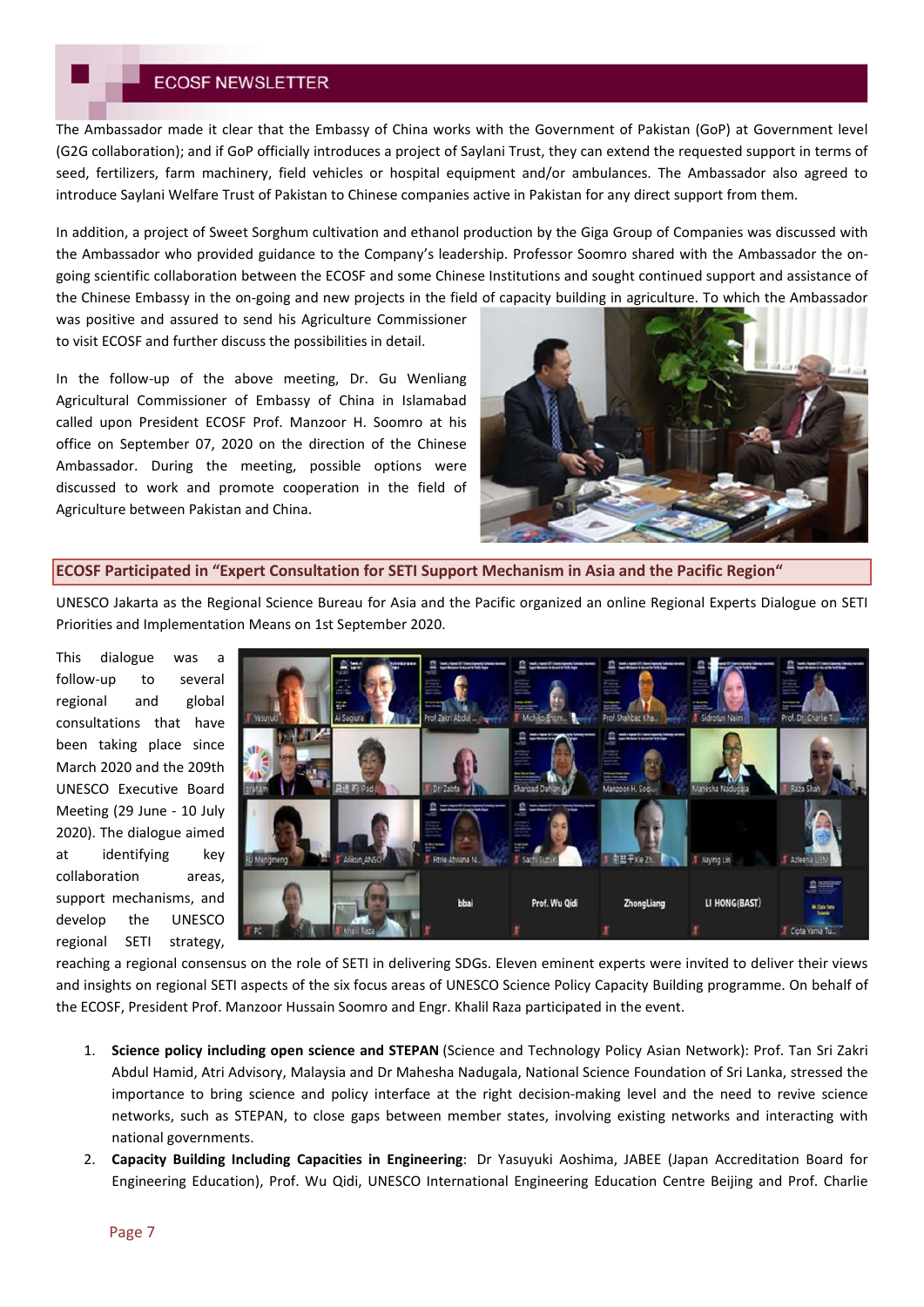The Ambassador made it clear that the Embassy of China works with the Government of Pakistan (GoP) at Government level (G2G collaboration); and if GoP officially introduces a project of Saylani Trust, they can extend the requested support in terms of seed, fertilizers, farm machinery, field vehicles or hospital equipment and/or ambulances. The Ambassador also agreed to introduce Saylani Welfare Trust of Pakistan to Chinese companies active in Pakistan for any direct support from them.

In addition, a project of Sweet Sorghum cultivation and ethanol production by the Giga Group of Companies was discussed with the Ambassador who provided guidance to the Company's leadership. Professor Soomro shared with the Ambassador the on-going scientific collaboration between the ECOSF and some Chinese Institutions and sought continued support and assistance of the Chinese Embassy in the on-going and new projects in the field of capacity building in agriculture. To which the Ambassador was positive and assured to send his Agriculture Commissioner to visit ECOSF and further discuss the possibilities in detail.

In the follow-up of the above meeting, Dr. Gu Wenliang Agricultural Commissioner of Embassy of China in Islamabad called upon President ECOSF Prof. Manzoor H. Soomro at his office on September 07, 2020 on the direction of the Chinese Ambassador. During the meeting, possible options were discussed to work and promote cooperation in the field of Agriculture between Pakistan and China.

## ECOSF Participated in "Expert Consultation for SETI Support Mechanism in Asia and the Pacific Region"

UNESCO Jakarta as the Regional Science Bureau for Asia and the Pacific organized an online Regional Experts Dialogue on SETI Priorities and Implementation Means on 1st September 2020.

This dialogue was a follow-up to several regional and global consultations that have been taking place since March 2020 and the 209th UNESCO Executive Board Meeting (29 June - 10 July 2020). The dialogue aimed at identifying key collaboration areas, support mechanisms, and develop the UNESCO regional SETI strategy, reaching a regional consensus on the role of SETI in delivering SDGs. Eleven eminent experts were invited to deliver their views and insights on regional SETI aspects of the six focus areas of UNESCO Science Policy Capacity Building programme. On behalf of the ECOSF, President Prof. Manzoor Hussain Soomro and Engr. Khalil Raza participated in the event.

1. **Science policy including open science and STEPAN** (Science and Technology Policy Asian Network): Prof. Tan Sri Zakri Abdul Hamid, Atri Advisory, Malaysia and Dr Mahesha Nadugala, National Science Foundation of Sri Lanka, stressed the importance to bring science and policy interface at the right decision-making level and the need to revive science networks, such as STEPAN, to close gaps between member states, involving existing networks and interacting with national governments.
2. **Capacity Building Including Capacities in Engineering**: Dr Yasuyuki Aoshima, JABEE (Japan Accreditation Board for Engineering Education), Prof. Wu Qidi, UNESCO International Engineering Education Centre Beijing and Prof. Charlie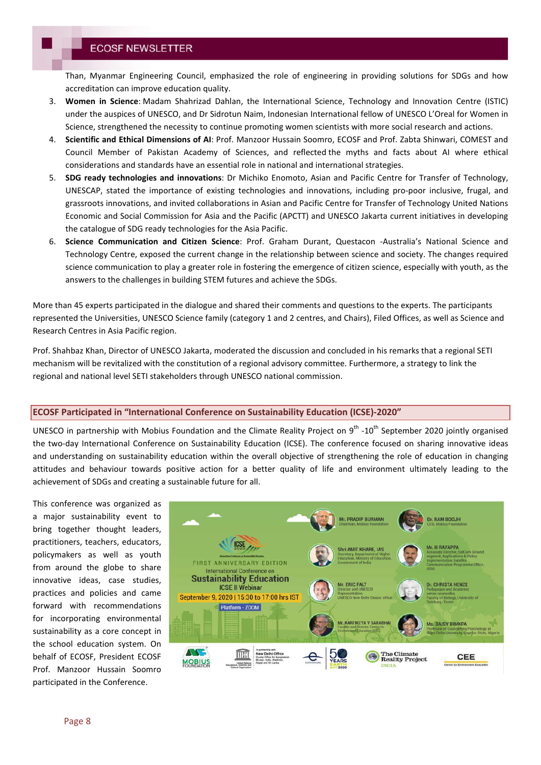Than, Myanmar Engineering Council, emphasized the role of engineering in providing solutions for SDGs and how accreditation can improve education quality.

3. **Women in Science**: Madam Shahrizad Dahlan, the International Science, Technology and Innovation Centre (ISTIC) under the auspices of UNESCO, and Dr Sidrotun Naim, Indonesian International fellow of UNESCO L'Oreal for Women in Science, strengthened the necessity to continue promoting women scientists with more social research and actions.
4. **Scientific and Ethical Dimensions of AI**: Prof. Manzoor Hussain Soomro, ECOSF and Prof. Zabta Shinwari, COMEST and Council Member of Pakistan Academy of Sciences, and reflected the myths and facts about AI where ethical considerations and standards have an essential role in national and international strategies.
5. **SDG ready technologies and innovations**: Dr Michiko Enomoto, Asian and Pacific Centre for Transfer of Technology, UNESCAP, stated the importance of existing technologies and innovations, including pro-poor inclusive, frugal, and grassroots innovations, and invited collaborations in Asian and Pacific Centre for Transfer of Technology United Nations Economic and Social Commission for Asia and the Pacific (APCTT) and UNESCO Jakarta current initiatives in developing the catalogue of SDG ready technologies for the Asia Pacific.
6. **Science Communication and Citizen Science**: Prof. Graham Durant, Questacon -Australia's National Science and Technology Centre, exposed the current change in the relationship between science and society. The changes required science communication to play a greater role in fostering the emergence of citizen science, especially with youth, as the answers to the challenges in building STEM futures and achieve the SDGs.

More than 45 experts participated in the dialogue and shared their comments and questions to the experts. The participants represented the Universities, UNESCO Science family (category 1 and 2 centres, and Chairs), Filed Offices, as well as Science and Research Centres in Asia Pacific region.

Prof. Shahbaz Khan, Director of UNESCO Jakarta, moderated the discussion and concluded in his remarks that a regional SETI mechanism will be revitalized with the constitution of a regional advisory committee. Furthermore, a strategy to link the regional and national level SETI stakeholders through UNESCO national commission.

## ECOSF Participated in "International Conference on Sustainability Education (ICSE)-2020"

UNESCO in partnership with Mobius Foundation and the Climate Reality Project on 9th -10th September 2020 jointly organised the two-day International Conference on Sustainability Education (ICSE). The conference focused on sharing innovative ideas and understanding on sustainability education within the overall objective of strengthening the role of education in changing attitudes and behaviour towards positive action for a better quality of life and environment ultimately leading to the achievement of SDGs and creating a sustainable future for all.

This conference was organized as a major sustainability event to bring together thought leaders, practitioners, teachers, educators, policymakers as well as youth from around the globe to share innovative ideas, case studies, practices and policies and came forward with recommendations for incorporating environmental sustainability as a core concept in the school education system. On behalf of ECOSF, President ECOSF Prof. Manzoor Hussain Soomro participated in the Conference.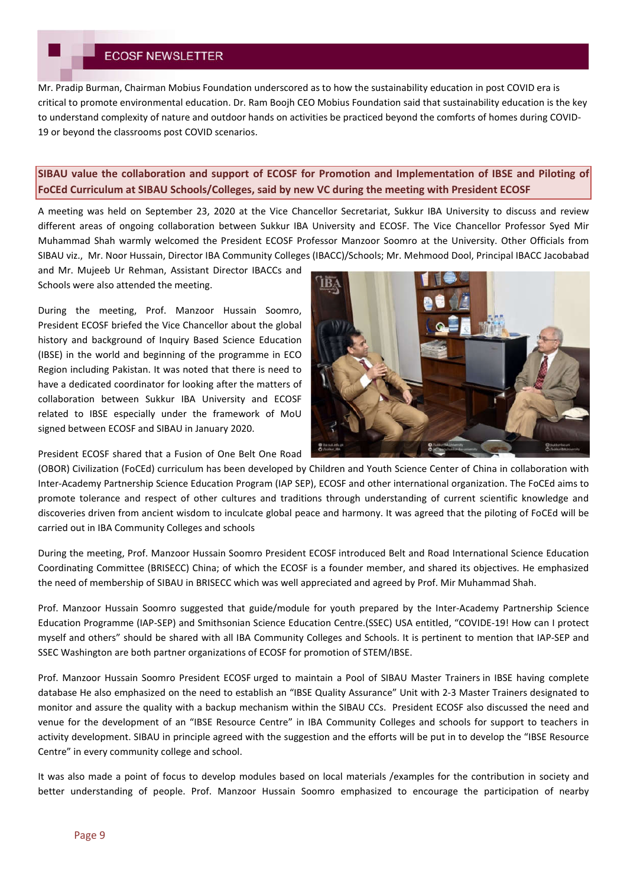Mr. Pradip Burman, Chairman Mobius Foundation underscored as to how the sustainability education in post COVID era is critical to promote environmental education. Dr. Ram Boojh CEO Mobius Foundation said that sustainability education is the key to understand complexity of nature and outdoor hands on activities be practiced beyond the comforts of homes during COVID-19 or beyond the classrooms post COVID scenarios.

## SIBAU value the collaboration and support of ECOSF for Promotion and Implementation of IBSE and Piloting of FoCEd Curriculum at SIBAU Schools/Colleges, said by new VC during the meeting with President ECOSF

A meeting was held on September 23, 2020 at the Vice Chancellor Secretariat, Sukkur IBA University to discuss and review different areas of ongoing collaboration between Sukkur IBA University and ECOSF. The Vice Chancellor Professor Syed Mir Muhammad Shah warmly welcomed the President ECOSF Professor Manzoor Soomro at the University. Other Officials from SIBAU viz., Mr. Noor Hussain, Director IBA Community Colleges (IBACC)/Schools; Mr. Mehmood Dool, Principal IBACC Jacobabad and Mr. Mujeeb Ur Rehman, Assistant Director IBACCs and Schools were also attended the meeting.

During the meeting, Prof. Manzoor Hussain Soomro, President ECOSF briefed the Vice Chancellor about the global history and background of Inquiry Based Science Education (IBSE) in the world and beginning of the programme in ECO Region including Pakistan. It was noted that there is need to have a dedicated coordinator for looking after the matters of collaboration between Sukkur IBA University and ECOSF related to IBSE especially under the framework of MoU signed between ECOSF and SIBAU in January 2020.

President ECOSF shared that a Fusion of One Belt One Road (OBOR) Civilization (FoCEd) curriculum has been developed by Children and Youth Science Center of China in collaboration with Inter-Academy Partnership Science Education Program (IAP SEP), ECOSF and other international organization. The FoCEd aims to promote tolerance and respect of other cultures and traditions through understanding of current scientific knowledge and discoveries driven from ancient wisdom to inculcate global peace and harmony. It was agreed that the piloting of FoCEd will be carried out in IBA Community Colleges and schools

During the meeting, Prof. Manzoor Hussain Soomro President ECOSF introduced Belt and Road International Science Education Coordinating Committee (BRISECC) China; of which the ECOSF is a founder member, and shared its objectives. He emphasized the need of membership of SIBAU in BRISECC which was well appreciated and agreed by Prof. Mir Muhammad Shah.

Prof. Manzoor Hussain Soomro suggested that guide/module for youth prepared by the Inter-Academy Partnership Science Education Programme (IAP-SEP) and Smithsonian Science Education Centre.(SSEC) USA entitled, "COVIDE-19! How can I protect myself and others" should be shared with all IBA Community Colleges and Schools. It is pertinent to mention that IAP-SEP and SSEC Washington are both partner organizations of ECOSF for promotion of STEM/IBSE.

Prof. Manzoor Hussain Soomro President ECOSF urged to maintain a Pool of SIBAU Master Trainers in IBSE having complete database He also emphasized on the need to establish an "IBSE Quality Assurance" Unit with 2-3 Master Trainers designated to monitor and assure the quality with a backup mechanism within the SIBAU CCs. President ECOSF also discussed the need and venue for the development of an "IBSE Resource Centre" in IBA Community Colleges and schools for support to teachers in activity development. SIBAU in principle agreed with the suggestion and the efforts will be put in to develop the "IBSE Resource Centre" in every community college and school.

It was also made a point of focus to develop modules based on local materials /examples for the contribution in society and better understanding of people. Prof. Manzoor Hussain Soomro emphasized to encourage the participation of nearby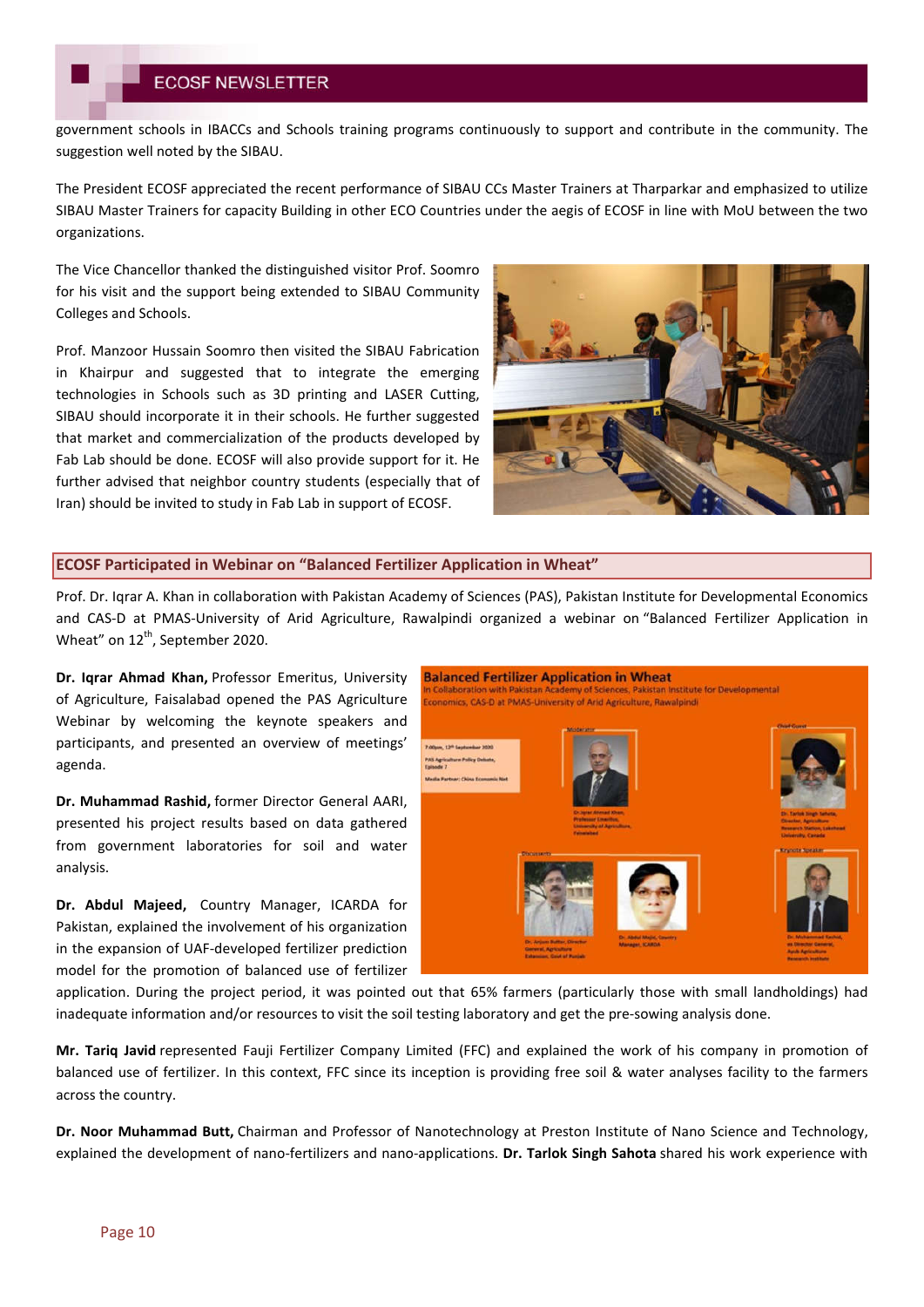government schools in IBACCs and Schools training programs continuously to support and contribute in the community. The suggestion well noted by the SIBAU.

The President ECOSF appreciated the recent performance of SIBAU CCs Master Trainers at Tharparkar and emphasized to utilize SIBAU Master Trainers for capacity Building in other ECO Countries under the aegis of ECOSF in line with MoU between the two organizations.

The Vice Chancellor thanked the distinguished visitor Prof. Soomro for his visit and the support being extended to SIBAU Community Colleges and Schools.

Prof. Manzoor Hussain Soomro then visited the SIBAU Fabrication in Khairpur and suggested that to integrate the emerging technologies in Schools such as 3D printing and LASER Cutting, SIBAU should incorporate it in their schools. He further suggested that market and commercialization of the products developed by Fab Lab should be done. ECOSF will also provide support for it. He further advised that neighbor country students (especially that of Iran) should be invited to study in Fab Lab in support of ECOSF.

## ECOSF Participated in Webinar on "Balanced Fertilizer Application in Wheat"

Prof. Dr. Iqrar A. Khan in collaboration with Pakistan Academy of Sciences (PAS), Pakistan Institute for Developmental Economics and CAS-D at PMAS-University of Arid Agriculture, Rawalpindi organized a webinar on "Balanced Fertilizer Application in Wheat" on 12th, September 2020.

**Dr. Iqrar Ahmad Khan,** Professor Emeritus, University of Agriculture, Faisalabad opened the PAS Agriculture Webinar by welcoming the keynote speakers and participants, and presented an overview of meetings' agenda.

**Dr. Muhammad Rashid,** former Director General AARI, presented his project results based on data gathered from government laboratories for soil and water analysis.

**Dr. Abdul Majeed,** Country Manager, ICARDA for Pakistan, explained the involvement of his organization in the expansion of UAF-developed fertilizer prediction model for the promotion of balanced use of fertilizer application. During the project period, it was pointed out that 65% farmers (particularly those with small landholdings) had inadequate information and/or resources to visit the soil testing laboratory and get the pre-sowing analysis done.

**Mr. Tariq Javid** represented Fauji Fertilizer Company Limited (FFC) and explained the work of his company in promotion of balanced use of fertilizer. In this context, FFC since its inception is providing free soil & water analyses facility to the farmers across the country.

**Dr. Noor Muhammad Butt,** Chairman and Professor of Nanotechnology at Preston Institute of Nano Science and Technology, explained the development of nano-fertilizers and nano-applications. **Dr. Tarlok Singh Sahota** shared his work experience with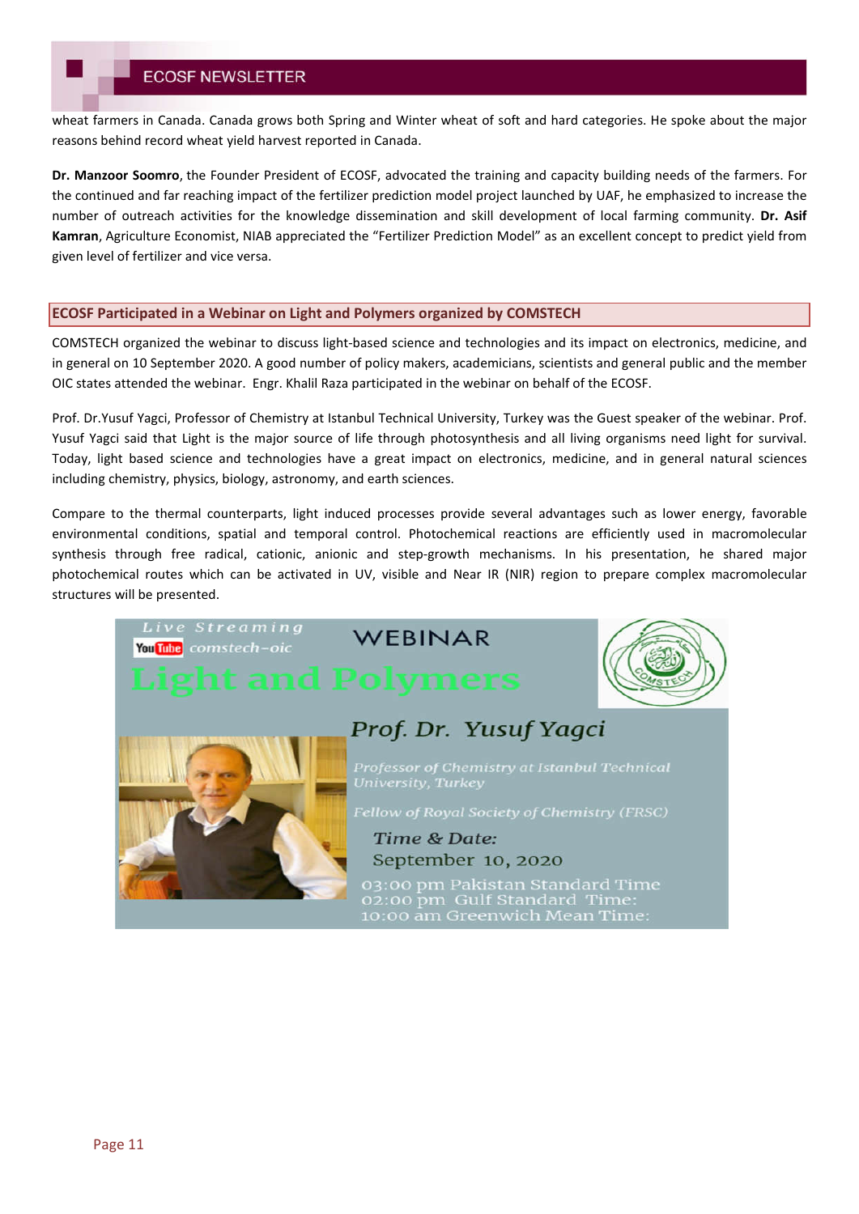wheat farmers in Canada. Canada grows both Spring and Winter wheat of soft and hard categories. He spoke about the major reasons behind record wheat yield harvest reported in Canada.

**Dr. Manzoor Soomro**, the Founder President of ECOSF, advocated the training and capacity building needs of the farmers. For the continued and far reaching impact of the fertilizer prediction model project launched by UAF, he emphasized to increase the number of outreach activities for the knowledge dissemination and skill development of local farming community. **Dr. Asif Kamran**, Agriculture Economist, NIAB appreciated the "Fertilizer Prediction Model" as an excellent concept to predict yield from given level of fertilizer and vice versa.

## ECOSF Participated in a Webinar on Light and Polymers organized by COMSTECH

COMSTECH organized the webinar to discuss light-based science and technologies and its impact on electronics, medicine, and in general on 10 September 2020. A good number of policy makers, academicians, scientists and general public and the member OIC states attended the webinar. Engr. Khalil Raza participated in the webinar on behalf of the ECOSF.

Prof. Dr.Yusuf Yagci, Professor of Chemistry at Istanbul Technical University, Turkey was the Guest speaker of the webinar. Prof. Yusuf Yagci said that Light is the major source of life through photosynthesis and all living organisms need light for survival. Today, light based science and technologies have a great impact on electronics, medicine, and in general natural sciences including chemistry, physics, biology, astronomy, and earth sciences.

Compare to the thermal counterparts, light induced processes provide several advantages such as lower energy, favorable environmental conditions, spatial and temporal control. Photochemical reactions are efficiently used in macromolecular synthesis through free radical, cationic, anionic and step-growth mechanisms. In his presentation, he shared major photochemical routes which can be activated in UV, visible and Near IR (NIR) region to prepare complex macromolecular structures will be presented.

Live Streaming
YouTube comstech-oic

WEBINAR

**Light and Polymers**

*Prof. Dr. Yusuf Yagci*

*Professor of Chemistry at Istanbul Technical University, Turkey*

*Fellow of Royal Society of Chemistry (FRSC)*

*Time & Date:*
September 10, 2020

03:00 pm Pakistan Standard Time
02:00 pm Gulf Standard Time:
10:00 am Greenwich Mean Time: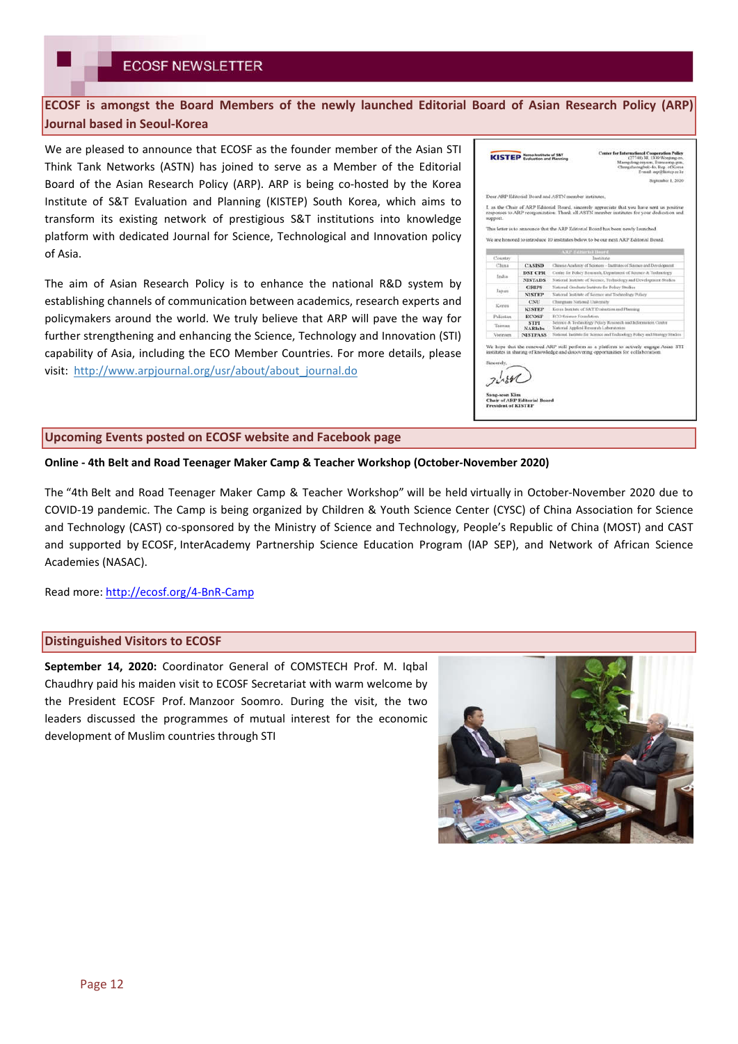## ECOSF is amongst the Board Members of the newly launched Editorial Board of Asian Research Policy (ARP) Journal based in Seoul-Korea

We are pleased to announce that ECOSF as the founder member of the Asian STI Think Tank Networks (ASTN) has joined to serve as a Member of the Editorial Board of the Asian Research Policy (ARP). ARP is being co-hosted by the Korea Institute of S&T Evaluation and Planning (KISTEP) South Korea, which aims to transform its existing network of prestigious S&T institutions into knowledge platform with dedicated Journal for Science, Technological and Innovation policy of Asia.

The aim of Asian Research Policy is to enhance the national R&D system by establishing channels of communication between academics, research experts and policymakers around the world. We truly believe that ARP will pave the way for further strengthening and enhancing the Science, Technology and Innovation (STI) capability of Asia, including the ECO Member Countries. For more details, please visit: http://www.arpjournal.org/usr/about/about_journal.do

## Upcoming Events posted on ECOSF website and Facebook page

**Online - 4th Belt and Road Teenager Maker Camp & Teacher Workshop (October-November 2020)**

The "4th Belt and Road Teenager Maker Camp & Teacher Workshop" will be held virtually in October-November 2020 due to COVID-19 pandemic. The Camp is being organized by Children & Youth Science Center (CYSC) of China Association for Science and Technology (CAST) co-sponsored by the Ministry of Science and Technology, People's Republic of China (MOST) and CAST and supported by ECOSF, InterAcademy Partnership Science Education Program (IAP SEP), and Network of African Science Academies (NASAC).

Read more: http://ecosf.org/4-BnR-Camp

## Distinguished Visitors to ECOSF

**September 14, 2020:** Coordinator General of COMSTECH Prof. M. Iqbal Chaudhry paid his maiden visit to ECOSF Secretariat with warm welcome by the President ECOSF Prof. Manzoor Soomro. During the visit, the two leaders discussed the programmes of mutual interest for the economic development of Muslim countries through STI